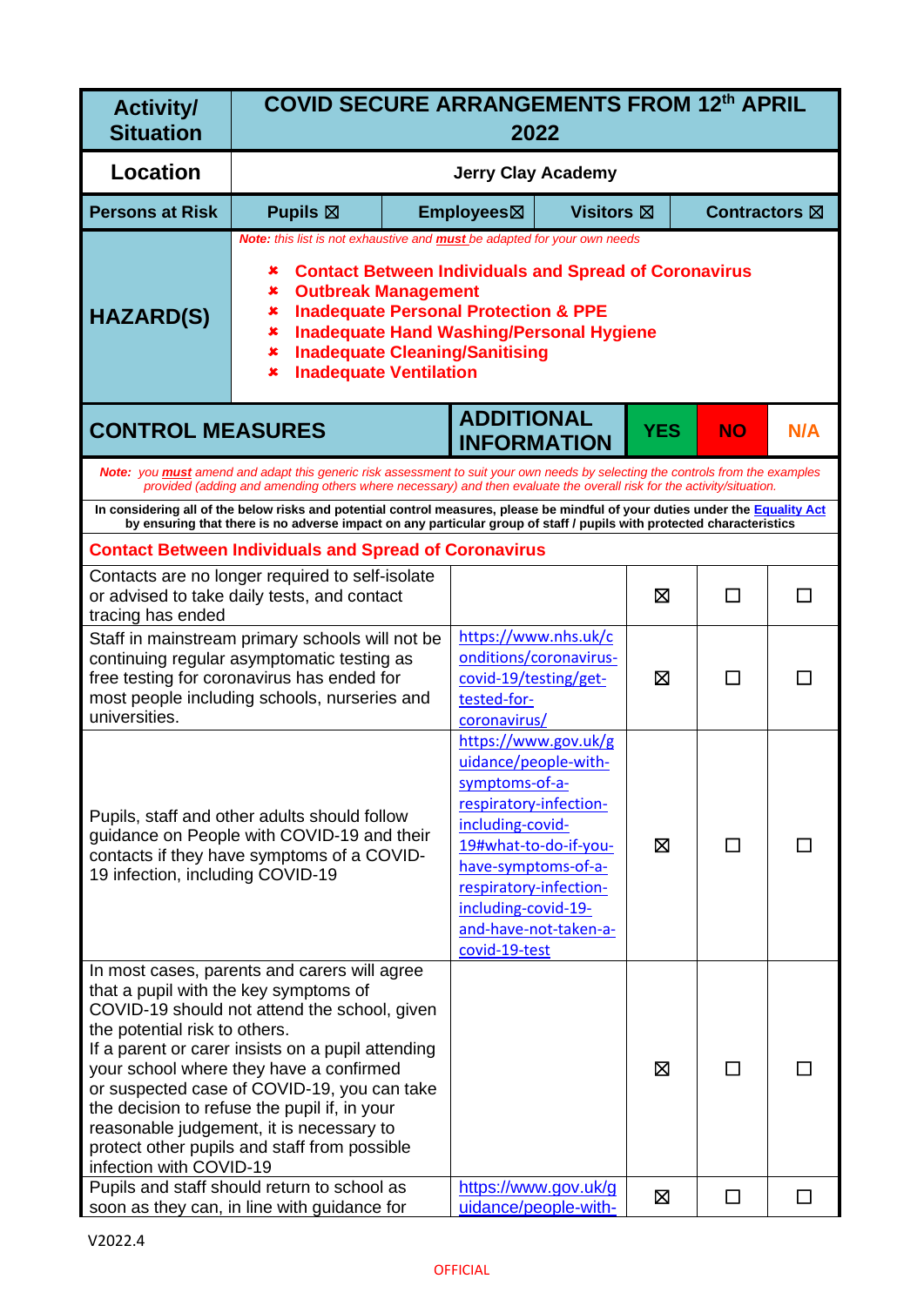| Activity/ Situation | COVID SECURE ARRANGEMENTS FROM 12th APRIL 2022 | | | |
|---|---|---|---|---|
| Location | Jerry Clay Academy | | | |
| Persons at Risk | Pupils ☒ | Employees☒ | Visitors ☒ | Contractors ☒ |
| HAZARD(S) | *Note: this list is not exhaustive and **must** be adapted for your own needs*<br><br>✘ **Contact Between Individuals and Spread of Coronavirus**<br>✘ **Outbreak Management**<br>✘ **Inadequate Personal Protection & PPE**<br>✘ **Inadequate Hand Washing/Personal Hygiene**<br>✘ **Inadequate Cleaning/Sanitising**<br>✘ **Inadequate Ventilation** | | | |

| CONTROL MEASURES | ADDITIONAL INFORMATION | YES | NO | N/A |
|---|---|---|---|---|
| *Note: you **must** amend and adapt this generic risk assessment to suit your own needs by selecting the controls from the examples provided (adding and amending others where necessary) and then evaluate the overall risk for the activity/situation.* | | | | |
| **In considering all of the below risks and potential control measures, please be mindful of your duties under the [Equality Act](#) by ensuring that there is no adverse impact on any particular group of staff / pupils with protected characteristics** | | | | |
| **Contact Between Individuals and Spread of Coronavirus** | | | | |
| Contacts are no longer required to self-isolate or advised to take daily tests, and contact tracing has ended | | ☒ | ☐ | ☐ |
| Staff in mainstream primary schools will not be continuing regular asymptomatic testing as free testing for coronavirus has ended for most people including schools, nurseries and universities. | https://www.nhs.uk/conditions/coronavirus-covid-19/testing/get-tested-for-coronavirus/ | ☒ | ☐ | ☐ |
| Pupils, staff and other adults should follow guidance on People with COVID-19 and their contacts if they have symptoms of a COVID-19 infection, including COVID-19 | https://www.gov.uk/guidance/people-with-symptoms-of-a-respiratory-infection-including-covid-19#what-to-do-if-you-have-symptoms-of-a-respiratory-infection-including-covid-19-and-have-not-taken-a-covid-19-test | ☒ | ☐ | ☐ |
| In most cases, parents and carers will agree that a pupil with the key symptoms of COVID-19 should not attend the school, given the potential risk to others.<br>If a parent or carer insists on a pupil attending your school where they have a confirmed or suspected case of COVID-19, you can take the decision to refuse the pupil if, in your reasonable judgement, it is necessary to protect other pupils and staff from possible infection with COVID-19 | | ☒ | ☐ | ☐ |
| Pupils and staff should return to school as soon as they can, in line with guidance for | https://www.gov.uk/guidance/people-with- | ☒ | ☐ | ☐ |

V2022.4

OFFICIAL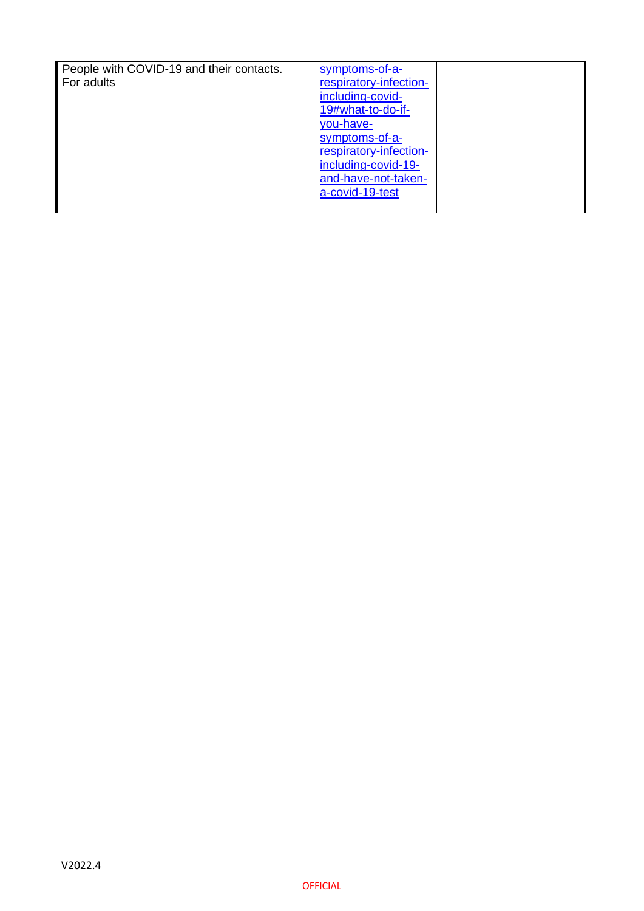| | | | | |
|---|---|---|---|---|
| People with COVID-19 and their contacts. For adults | symptoms-of-a-respiratory-infection-including-covid-19#what-to-do-if-you-have-symptoms-of-a-respiratory-infection-including-covid-19-and-have-not-taken-a-covid-19-test | | | |

V2022.4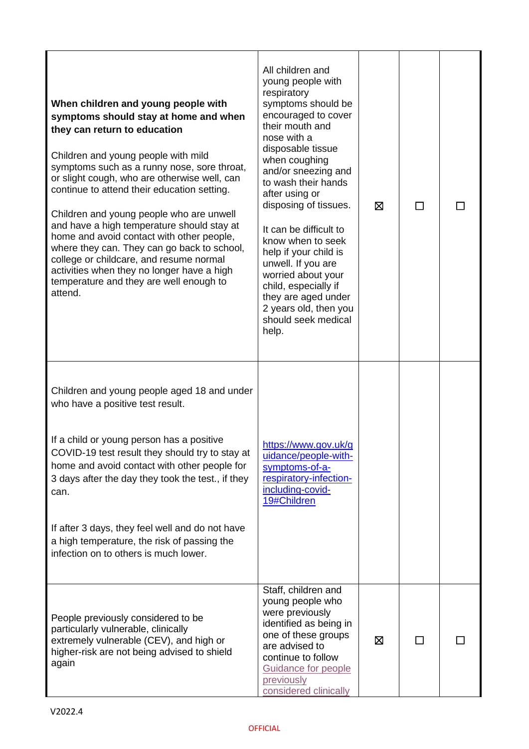| | | | | |
|---|---|---|---|---|
| **When children and young people with symptoms should stay at home and when they can return to education**<br><br>Children and young people with mild symptoms such as a runny nose, sore throat, or slight cough, who are otherwise well, can continue to attend their education setting.<br><br>Children and young people who are unwell and have a high temperature should stay at home and avoid contact with other people, where they can. They can go back to school, college or childcare, and resume normal activities when they no longer have a high temperature and they are well enough to attend. | All children and young people with respiratory symptoms should be encouraged to cover their mouth and nose with a disposable tissue when coughing and/or sneezing and to wash their hands after using or disposing of tissues.<br><br>It can be difficult to know when to seek help if your child is unwell. If you are worried about your child, especially if they are aged under 2 years old, then you should seek medical help. | ☒ | ☐ | ☐ |
| Children and young people aged 18 and under who have a positive test result.<br><br>If a child or young person has a positive COVID-19 test result they should try to stay at home and avoid contact with other people for 3 days after the day they took the test., if they can.<br><br>If after 3 days, they feel well and do not have a high temperature, the risk of passing the infection on to others is much lower. | [https://www.gov.uk/guidance/people-with-symptoms-of-a-respiratory-infection-including-covid-19#Children](https://www.gov.uk/guidance/people-with-symptoms-of-a-respiratory-infection-including-covid-19#Children) | | | |
| People previously considered to be particularly vulnerable, clinically extremely vulnerable (CEV), and high or higher-risk are not being advised to shield again | Staff, children and young people who were previously identified as being in one of these groups are advised to continue to follow Guidance for people previously considered clinically | ☒ | ☐ | ☐ |

V2022.4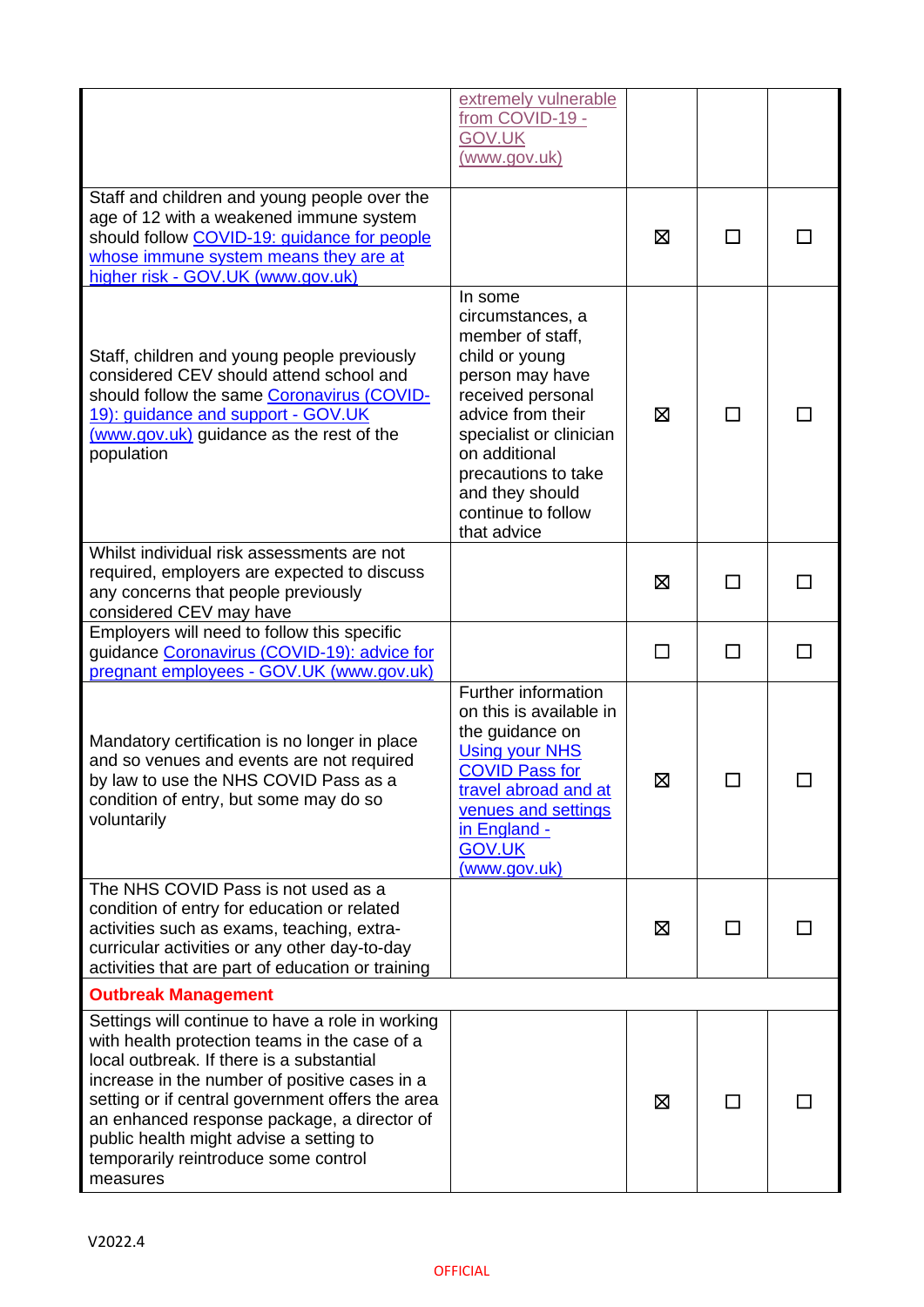| | | | | |
|---|---|---|---|---|
| | extremely vulnerable from COVID-19 - GOV.UK (www.gov.uk) | | | |
| Staff and children and young people over the age of 12 with a weakened immune system should follow COVID-19: guidance for people whose immune system means they are at higher risk - GOV.UK (www.gov.uk) | | ☒ | ☐ | ☐ |
| Staff, children and young people previously considered CEV should attend school and should follow the same Coronavirus (COVID-19): guidance and support - GOV.UK (www.gov.uk) guidance as the rest of the population | In some circumstances, a member of staff, child or young person may have received personal advice from their specialist or clinician on additional precautions to take and they should continue to follow that advice | ☒ | ☐ | ☐ |
| Whilst individual risk assessments are not required, employers are expected to discuss any concerns that people previously considered CEV may have | | ☒ | ☐ | ☐ |
| Employers will need to follow this specific guidance Coronavirus (COVID-19): advice for pregnant employees - GOV.UK (www.gov.uk) | | ☐ | ☐ | ☐ |
| Mandatory certification is no longer in place and so venues and events are not required by law to use the NHS COVID Pass as a condition of entry, but some may do so voluntarily | Further information on this is available in the guidance on Using your NHS COVID Pass for travel abroad and at venues and settings in England - GOV.UK (www.gov.uk) | ☒ | ☐ | ☐ |
| The NHS COVID Pass is not used as a condition of entry for education or related activities such as exams, teaching, extra-curricular activities or any other day-to-day activities that are part of education or training | | ☒ | ☐ | ☐ |
| **Outbreak Management** | | | | |
| Settings will continue to have a role in working with health protection teams in the case of a local outbreak. If there is a substantial increase in the number of positive cases in a setting or if central government offers the area an enhanced response package, a director of public health might advise a setting to temporarily reintroduce some control measures | | ☒ | ☐ | ☐ |

V2022.4

OFFICIAL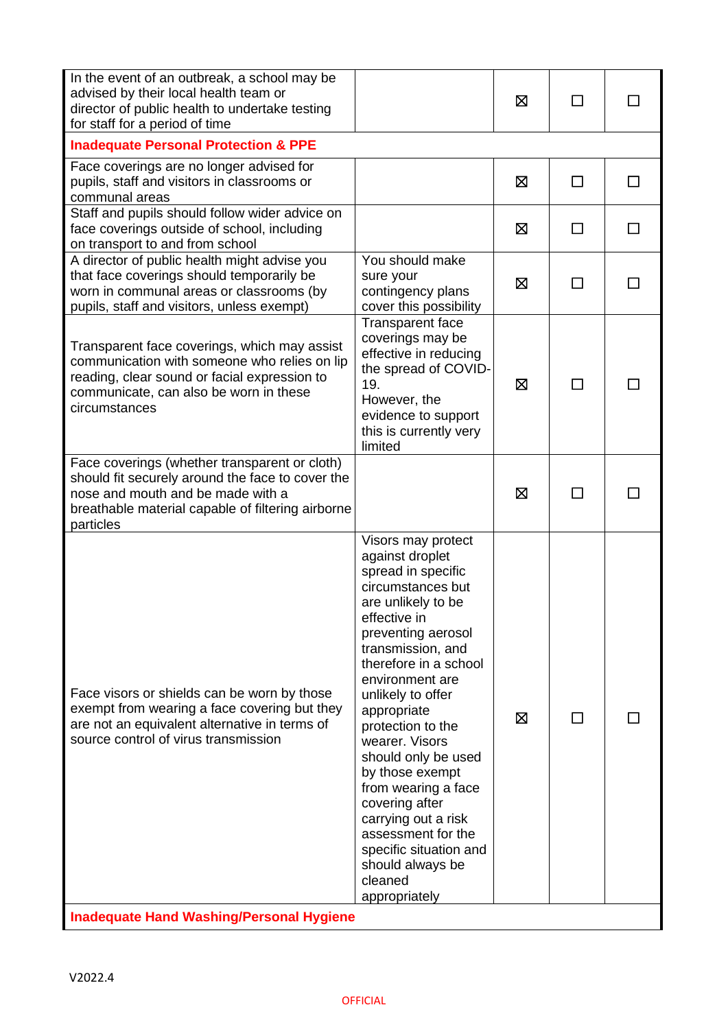| | | | | |
|---|---|---|---|---|
| In the event of an outbreak, a school may be advised by their local health team or director of public health to undertake testing for staff for a period of time | | ☒ | ☐ | ☐ |
| **Inadequate Personal Protection & PPE** | | | | |
| Face coverings are no longer advised for pupils, staff and visitors in classrooms or communal areas | | ☒ | ☐ | ☐ |
| Staff and pupils should follow wider advice on face coverings outside of school, including on transport to and from school | | ☒ | ☐ | ☐ |
| A director of public health might advise you that face coverings should temporarily be worn in communal areas or classrooms (by pupils, staff and visitors, unless exempt) | You should make sure your contingency plans cover this possibility | ☒ | ☐ | ☐ |
| Transparent face coverings, which may assist communication with someone who relies on lip reading, clear sound or facial expression to communicate, can also be worn in these circumstances | Transparent face coverings may be effective in reducing the spread of COVID-19. However, the evidence to support this is currently very limited | ☒ | ☐ | ☐ |
| Face coverings (whether transparent or cloth) should fit securely around the face to cover the nose and mouth and be made with a breathable material capable of filtering airborne particles | | ☒ | ☐ | ☐ |
| Face visors or shields can be worn by those exempt from wearing a face covering but they are not an equivalent alternative in terms of source control of virus transmission | Visors may protect against droplet spread in specific circumstances but are unlikely to be effective in preventing aerosol transmission, and therefore in a school environment are unlikely to offer appropriate protection to the wearer. Visors should only be used by those exempt from wearing a face covering after carrying out a risk assessment for the specific situation and should always be cleaned appropriately | ☒ | ☐ | ☐ |
| **Inadequate Hand Washing/Personal Hygiene** | | | | |

V2022.4

OFFICIAL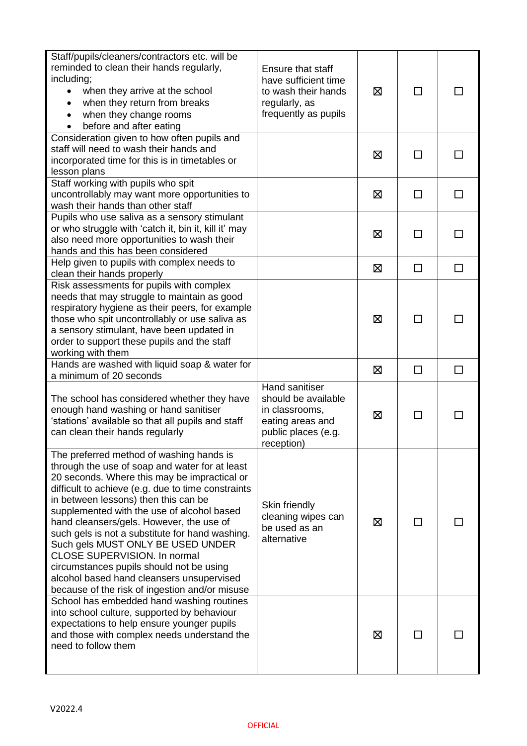| | | | | |
|---|---|---|---|---|
| Staff/pupils/cleaners/contractors etc. will be reminded to clean their hands regularly, including;<br>• when they arrive at the school<br>• when they return from breaks<br>• when they change rooms<br>• before and after eating | Ensure that staff have sufficient time to wash their hands regularly, as frequently as pupils | ☒ | ☐ | ☐ |
| Consideration given to how often pupils and staff will need to wash their hands and incorporated time for this is in timetables or lesson plans | | ☒ | ☐ | ☐ |
| Staff working with pupils who spit uncontrollably may want more opportunities to wash their hands than other staff | | ☒ | ☐ | ☐ |
| Pupils who use saliva as a sensory stimulant or who struggle with 'catch it, bin it, kill it' may also need more opportunities to wash their hands and this has been considered | | ☒ | ☐ | ☐ |
| Help given to pupils with complex needs to clean their hands properly | | ☒ | ☐ | ☐ |
| Risk assessments for pupils with complex needs that may struggle to maintain as good respiratory hygiene as their peers, for example those who spit uncontrollably or use saliva as a sensory stimulant, have been updated in order to support these pupils and the staff working with them | | ☒ | ☐ | ☐ |
| Hands are washed with liquid soap & water for a minimum of 20 seconds | | ☒ | ☐ | ☐ |
| The school has considered whether they have enough hand washing or hand sanitiser 'stations' available so that all pupils and staff can clean their hands regularly | Hand sanitiser should be available in classrooms, eating areas and public places (e.g. reception) | ☒ | ☐ | ☐ |
| The preferred method of washing hands is through the use of soap and water for at least 20 seconds. Where this may be impractical or difficult to achieve (e.g. due to time constraints in between lessons) then this can be supplemented with the use of alcohol based hand cleansers/gels. However, the use of such gels is not a substitute for hand washing. Such gels MUST ONLY BE USED UNDER CLOSE SUPERVISION. In normal circumstances pupils should not be using alcohol based hand cleansers unsupervised because of the risk of ingestion and/or misuse | Skin friendly cleaning wipes can be used as an alternative | ☒ | ☐ | ☐ |
| School has embedded hand washing routines into school culture, supported by behaviour expectations to help ensure younger pupils and those with complex needs understand the need to follow them | | ☒ | ☐ | ☐ |

V2022.4

OFFICIAL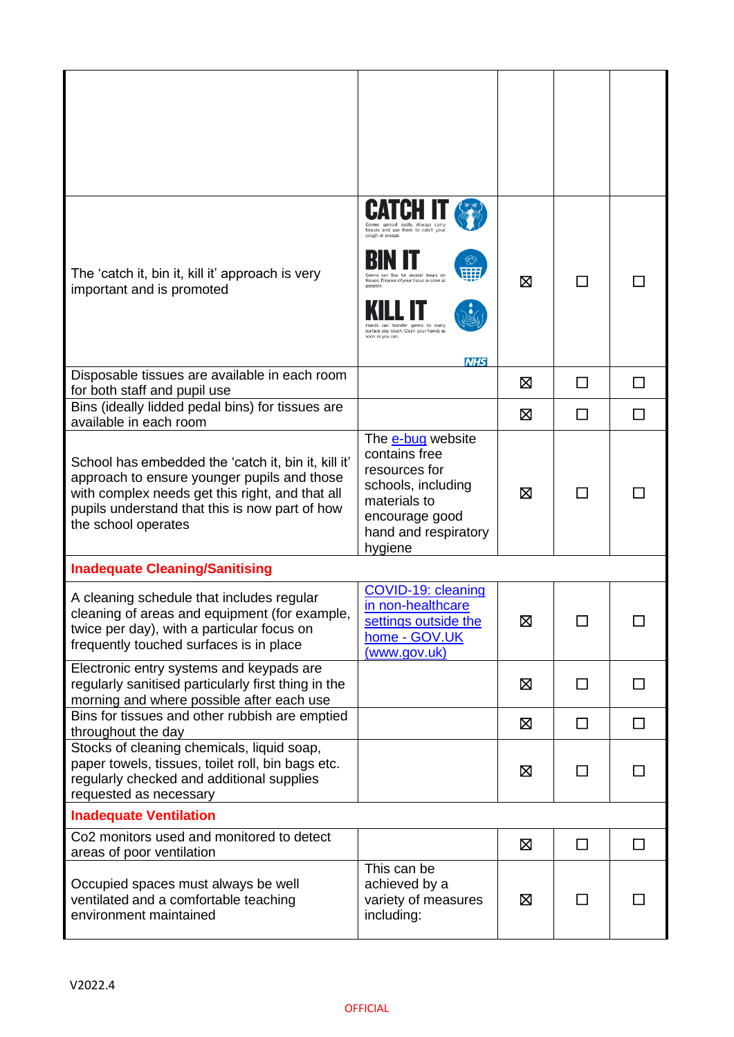| | | | | |
|---|---|---|---|---|
| | | | | |
| The ‘catch it, bin it, kill it’ approach is very important and is promoted | CATCH IT Germs spread easily. Always carry tissues and use them to catch your cough or sneeze. BIN IT Germs can live for several hours on tissues. Dispose of your tissue as soon as possible. KILL IT Hands can transfer germs to every surface you touch. Clean your hands as soon as you can. NHS | ☒ | ☐ | ☐ |
| Disposable tissues are available in each room for both staff and pupil use | | ☒ | ☐ | ☐ |
| Bins (ideally lidded pedal bins) for tissues are available in each room | | ☒ | ☐ | ☐ |
| School has embedded the ‘catch it, bin it, kill it’ approach to ensure younger pupils and those with complex needs get this right, and that all pupils understand that this is now part of how the school operates | The e-bug website contains free resources for schools, including materials to encourage good hand and respiratory hygiene | ☒ | ☐ | ☐ |
| **Inadequate Cleaning/Sanitising** | | | | |
| A cleaning schedule that includes regular cleaning of areas and equipment (for example, twice per day), with a particular focus on frequently touched surfaces is in place | COVID-19: cleaning in non-healthcare settings outside the home - GOV.UK (www.gov.uk) | ☒ | ☐ | ☐ |
| Electronic entry systems and keypads are regularly sanitised particularly first thing in the morning and where possible after each use | | ☒ | ☐ | ☐ |
| Bins for tissues and other rubbish are emptied throughout the day | | ☒ | ☐ | ☐ |
| Stocks of cleaning chemicals, liquid soap, paper towels, tissues, toilet roll, bin bags etc. regularly checked and additional supplies requested as necessary | | ☒ | ☐ | ☐ |
| **Inadequate Ventilation** | | | | |
| Co2 monitors used and monitored to detect areas of poor ventilation | | ☒ | ☐ | ☐ |
| Occupied spaces must always be well ventilated and a comfortable teaching environment maintained | This can be achieved by a variety of measures including: | ☒ | ☐ | ☐ |

V2022.4

OFFICIAL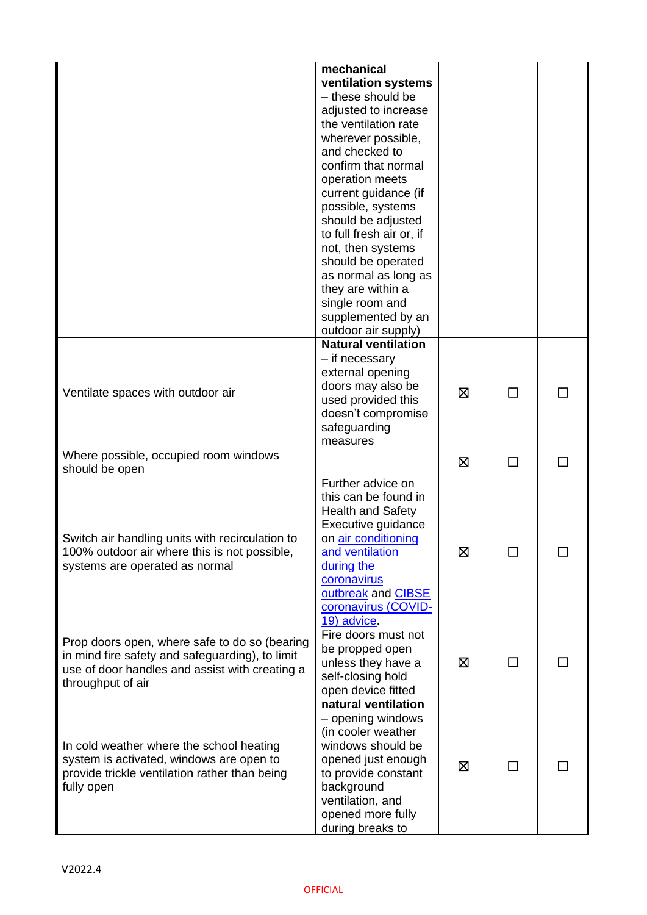| | | | | |
|---|---|---|---|---|
| | **mechanical ventilation systems** – these should be adjusted to increase the ventilation rate wherever possible, and checked to confirm that normal operation meets current guidance (if possible, systems should be adjusted to full fresh air or, if not, then systems should be operated as normal as long as they are within a single room and supplemented by an outdoor air supply) | | | |
| Ventilate spaces with outdoor air | **Natural ventilation** – if necessary external opening doors may also be used provided this doesn't compromise safeguarding measures | ☒ | ☐ | ☐ |
| Where possible, occupied room windows should be open | | ☒ | ☐ | ☐ |
| Switch air handling units with recirculation to 100% outdoor air where this is not possible, systems are operated as normal | Further advice on this can be found in Health and Safety Executive guidance on air conditioning and ventilation during the coronavirus outbreak and CIBSE coronavirus (COVID-19) advice. | ☒ | ☐ | ☐ |
| Prop doors open, where safe to do so (bearing in mind fire safety and safeguarding), to limit use of door handles and assist with creating a throughput of air | Fire doors must not be propped open unless they have a self-closing hold open device fitted | ☒ | ☐ | ☐ |
| In cold weather where the school heating system is activated, windows are open to provide trickle ventilation rather than being fully open | **natural ventilation** – opening windows (in cooler weather windows should be opened just enough to provide constant background ventilation, and opened more fully during breaks to | ☒ | ☐ | ☐ |

V2022.4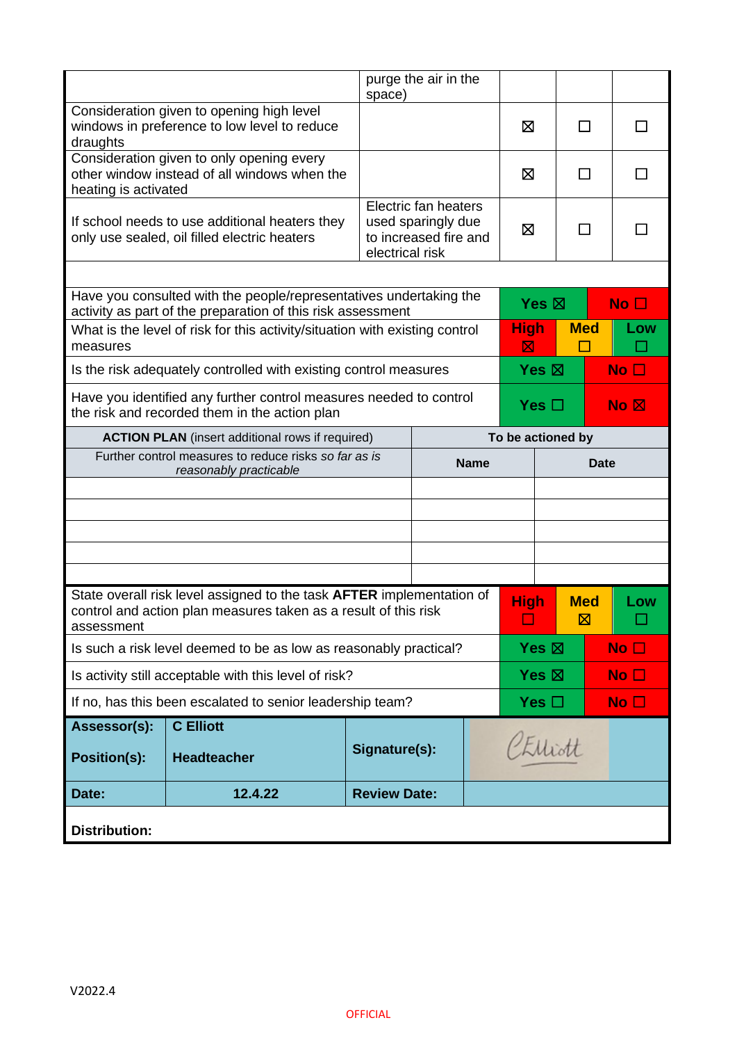| | | | | |
|---|---|---|---|---|
| | purge the air in the space) | | | |
| Consideration given to opening high level windows in preference to low level to reduce draughts | | ☒ | ☐ | ☐ |
| Consideration given to only opening every other window instead of all windows when the heating is activated | | ☒ | ☐ | ☐ |
| If school needs to use additional heaters they only use sealed, oil filled electric heaters | Electric fan heaters used sparingly due to increased fire and electrical risk | ☒ | ☐ | ☐ |

| | | | |
|---|---|---|---|
| Have you consulted with the people/representatives undertaking the activity as part of the preparation of this risk assessment | Yes ☒ | | No ☐ |
| What is the level of risk for this activity/situation with existing control measures | High ☒ | Med ☐ | Low ☐ |
| Is the risk adequately controlled with existing control measures | Yes ☒ | | No ☐ |
| Have you identified any further control measures needed to control the risk and recorded them in the action plan | Yes ☐ | | No ☒ |

| **ACTION PLAN** (insert additional rows if required) | To be actioned by | |
|---|---|---|
| Further control measures to reduce risks *so far as is reasonably practicable* | **Name** | **Date** |
| | | |
| | | |
| | | |
| | | |
| | | |

| | | | |
|---|---|---|---|
| State overall risk level assigned to the task **AFTER** implementation of control and action plan measures taken as a result of this risk assessment | High ☐ | Med ☒ | Low ☐ |
| Is such a risk level deemed to be as low as reasonably practical? | Yes ☒ | | No ☐ |
| Is activity still acceptable with this level of risk? | Yes ☒ | | No ☐ |
| If no, has this been escalated to senior leadership team? | Yes ☐ | | No ☐ |

| | | | |
|---|---|---|---|
| **Assessor(s):** | **C Elliott** | **Signature(s):** | CElliott |
| **Position(s):** | **Headteacher** | | |
| **Date:** | **12.4.22** | **Review Date:** | |
| **Distribution:** | | | |

V2022.4

OFFICIAL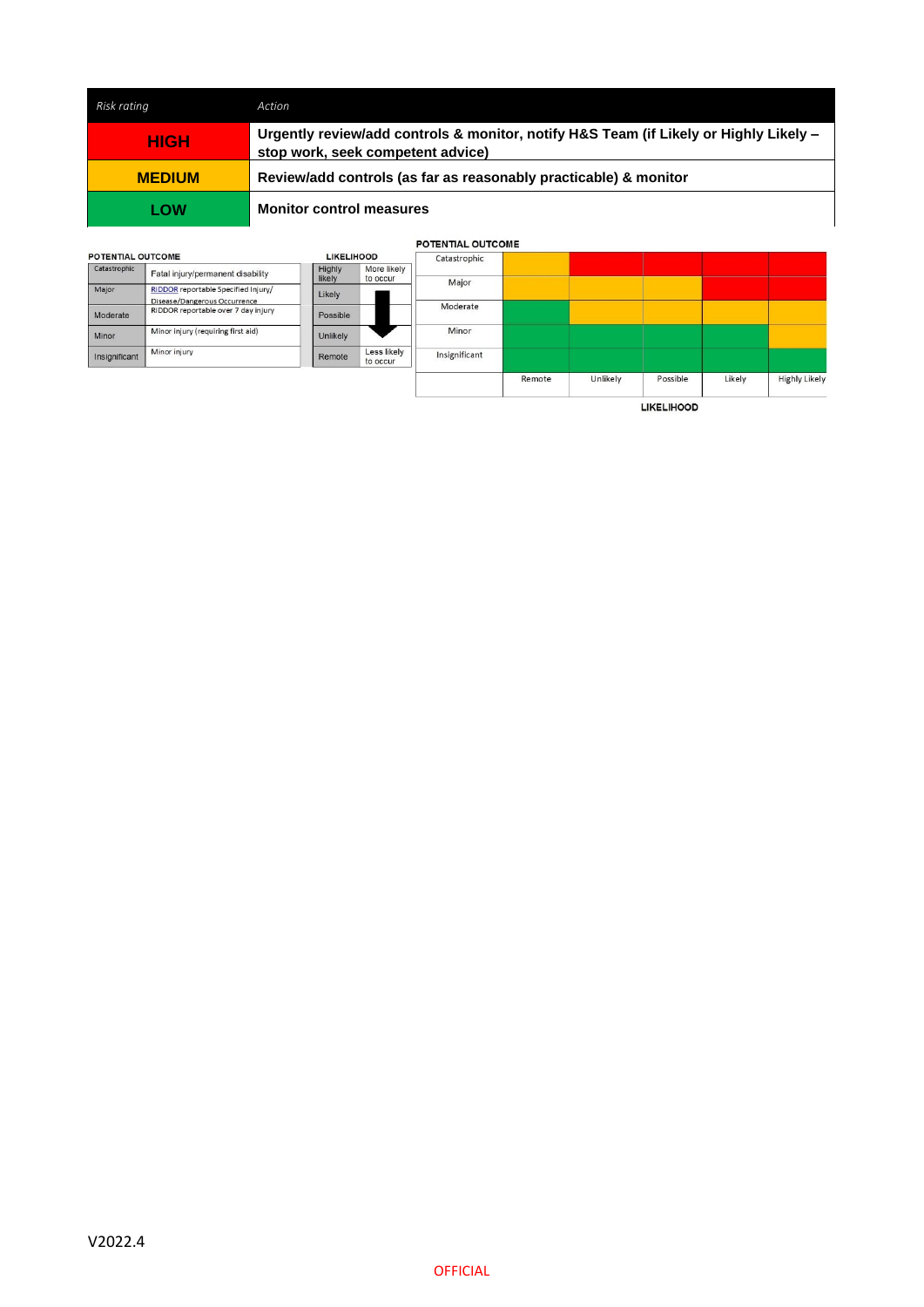| *Risk rating* | *Action* |
|---|---|
| **HIGH** | **Urgently review/add controls & monitor, notify H&S Team (if Likely or Highly Likely – stop work, seek competent advice)** |
| **MEDIUM** | **Review/add controls (as far as reasonably practicable) & monitor** |
| **LOW** | **Monitor control measures** |

**POTENTIAL OUTCOME**

| | |
|---|---|
| Catastrophic | Fatal injury/permanent disability |
| Major | RIDDOR reportable Specified Injury/ Disease/Dangerous Occurrence |
| Moderate | RIDDOR reportable over 7 day injury |
| Minor | Minor injury (requiring first aid) |
| Insignificant | Minor injury |

**LIKELIHOOD**

| | |
|---|---|
| Highly likely | More likely to occur |
| Likely | |
| Possible | |
| Unlikely | |
| Remote | Less likely to occur |

**POTENTIAL OUTCOME**

| | | | | | |
|---|---|---|---|---|---|
| Catastrophic | MEDIUM | HIGH | HIGH | HIGH | HIGH |
| Major | MEDIUM | MEDIUM | MEDIUM | HIGH | HIGH |
| Moderate | LOW | MEDIUM | MEDIUM | MEDIUM | MEDIUM |
| Minor | LOW | LOW | LOW | LOW | MEDIUM |
| Insignificant | LOW | LOW | LOW | LOW | LOW |
| | Remote | Unlikely | Possible | Likely | Highly Likely |

**LIKELIHOOD**

V2022.4

OFFICIAL